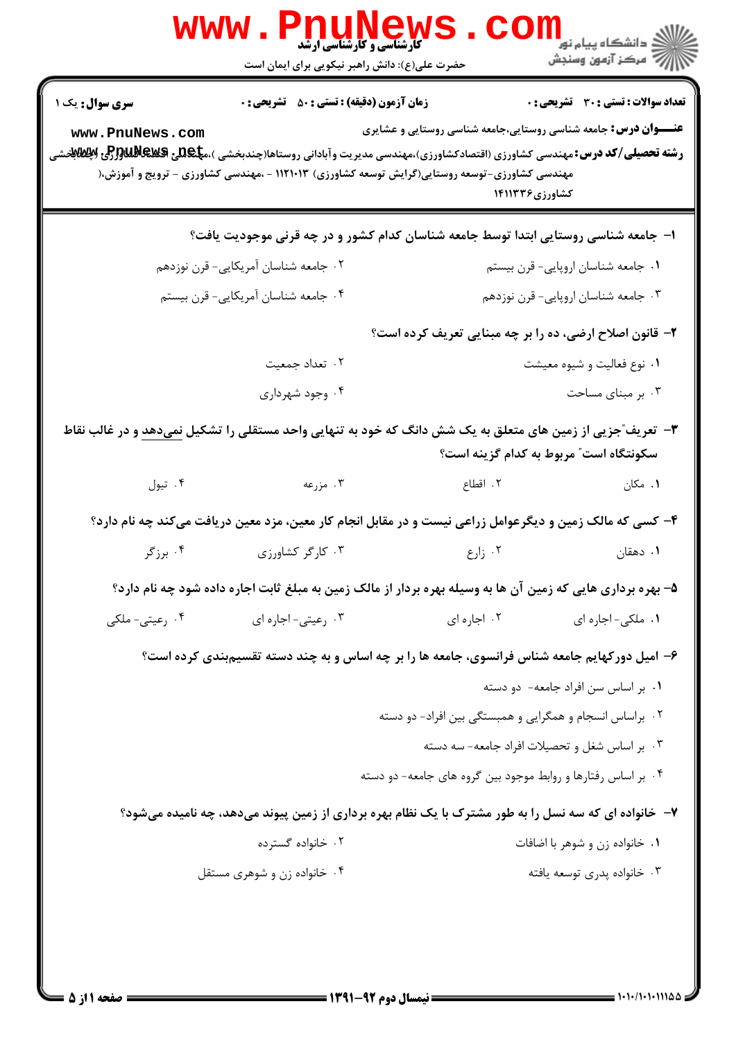**سری سوال:** یک ۱

**زمان آزمون (دقیقه) : تستی : ۵۰ تشریحی : ۰**

**تعداد سوالات : تستی : ۳۰ تشریحی : ۰**

**عنـــوان درس:** جامعه شناسی روستایی،جامعه شناسی روستایی و عشایری

**رشته تحصیلی/کد درس:** مهندسی کشاورزی (اقتصادکشاورزی)،مهندسی مدیریت وآبادانی روستاها(چندبخشی )،مهندسی کشاورزی (اقتصادکشاورزی (چندبخشی مهندسی کشاورزی-توسعه روستایی(گرایش توسعه کشاورزی) ۱۱۲۱۰۱۳ - ،مهندسی کشاورزی - ترویج و آموزش،( کشاورزی۱۴۱۱۳۳۶

۱- جامعه شناسی روستایی ابتدا توسط جامعه شناسان کدام کشور و در چه قرنی موجودیت یافت؟

۱. جامعه شناسان اروپایی- قرن بیستم
۲. جامعه شناسان آمریکایی- قرن نوزدهم
۳. جامعه شناسان اروپایی- قرن نوزدهم
۴. جامعه شناسان آمریکایی- قرن بیستم

۲- قانون اصلاح ارضی، ده را بر چه مبنایی تعریف کرده است؟

۱. نوع فعالیت و شیوه معیشت
۲. تعداد جمعیت
۳. بر مبنای مساحت
۴. وجود شهرداری

۳- تعریف"جزیی از زمین های متعلق به یک شش دانگ که خود به تنهایی واحد مستقلی را تشکیل نمی‌دهد و در غالب نقاط سکونتگاه است" مربوط به کدام گزینه است؟

۱. مکان
۲. اقطاع
۳. مزرعه
۴. تیول

۴- کسی که مالک زمین و دیگرعوامل زراعی نیست و در مقابل انجام کار معین، مزد معین دریافت می‌کند چه نام دارد؟

۱. دهقان
۲. زارع
۳. کارگر کشاورزی
۴. برزگر

۵- بهره برداری هایی که زمین آن ها به وسیله بهره بردار از مالک زمین به مبلغ ثابت اجاره داده شود چه نام دارد؟

۱. ملکی- اجاره ای
۲. اجاره ای
۳. رعیتی- اجاره ای
۴. رعیتی- ملکی

۶- امیل دورکهایم جامعه شناس فرانسوی، جامعه ها را بر چه اساس و به چند دسته تقسیم‌بندی کرده است؟

۱. بر اساس سن افراد جامعه- دو دسته
۲. براساس انسجام و همگرایی و همبستگی بین افراد- دو دسته
۳. بر اساس شغل و تحصیلات افراد جامعه- سه دسته
۴. بر اساس رفتارها و روابط موجود بین گروه های جامعه- دو دسته

۷- خانواده ای که سه نسل را به طور مشترک با یک نظام بهره برداری از زمین پیوند می‌دهد، چه نامیده می‌شود؟

۱. خانواده زن و شوهر با اضافات
۲. خانواده گسترده
۳. خانواده پدری توسعه یافته
۴. خانواده زن و شوهری مستقل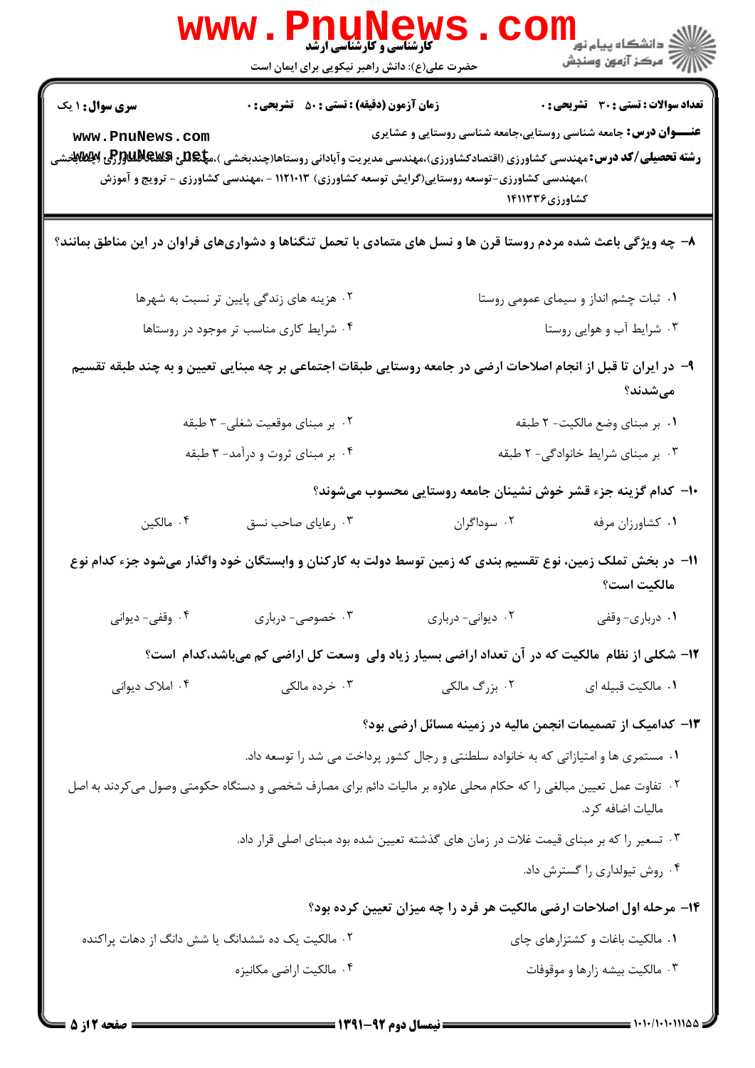۸- چه ویژگی باعث شده مردم روستا قرن ها و نسل های متمادی با تحمل تنگناها و دشواری‌های فراوان در این مناطق بمانند؟

۱. ثبات چشم انداز و سیمای عمومی روستا

۲. هزینه های زندگی پایین تر نسبت به شهرها

۳. شرایط آب و هوایی روستا

۴. شرایط کاری مناسب تر موجود در روستاها

۹- در ایران تا قبل از انجام اصلاحات ارضی در جامعه روستایی طبقات اجتماعی بر چه مبنایی تعیین و به چند طبقه تقسیم می‌شدند؟

۱. بر مبنای وضع مالکیت- ۲ طبقه

۲. بر مبنای موقعیت شغلی- ۳ طبقه

۳. بر مبنای شرایط خانوادگی- ۲ طبقه

۴. بر مبنای ثروت و درآمد- ۳ طبقه

۱۰- کدام گزینه جزء قشر خوش نشینان جامعه روستایی محسوب می‌شوند؟

۱. کشاورزان مرفه

۲. سوداگران

۳. رعایای صاحب نسق

۴. مالکین

۱۱- در بخش تملک زمین، نوع تقسیم بندی که زمین توسط دولت به کارکنان و وابستگان خود واگذار می‌شود جزء کدام نوع مالکیت است؟

۱. درباری- وقفی

۲. دیوانی- درباری

۳. خصوصی- درباری

۴. وقفی- دیوانی

۱۲- شکلی از نظام مالکیت که در آن تعداد اراضی بسیار زیاد ولی وسعت کل اراضی کم می‌باشد،کدام است؟

۱. مالکیت قبیله ای

۲. بزرگ مالکی

۳. خرده مالکی

۴. املاک دیوانی

۱۳- کدامیک از تصمیمات انجمن مالیه در زمینه مسائل ارضی بود؟

۱. مستمری ها و امتیازاتی که به خانواده سلطنتی و رجال کشور پرداخت می شد را توسعه داد.

۲. تفاوت عمل تعیین مبالغی را که حکام محلی علاوه بر مالیات دائم برای مصارف شخصی و دستگاه حکومتی وصول می‌کردند به اصل مالیات اضافه کرد.

۳. تسعیر را که بر مبنای قیمت غلات در زمان های گذشته تعیین شده بود مبنای اصلی قرار داد.

۴. روش تیولداری را گسترش داد.

۱۴- مرحله اول اصلاحات ارضی مالکیت هر فرد را چه میزان تعیین کرده بود؟

۱. مالکیت باغات و کشتزارهای چای

۲. مالکیت یک ده ششدانگ یا شش دانگ از دهات پراکنده

۳. مالکیت بیشه زارها و موقوفات

۴. مالکیت اراضی مکانیزه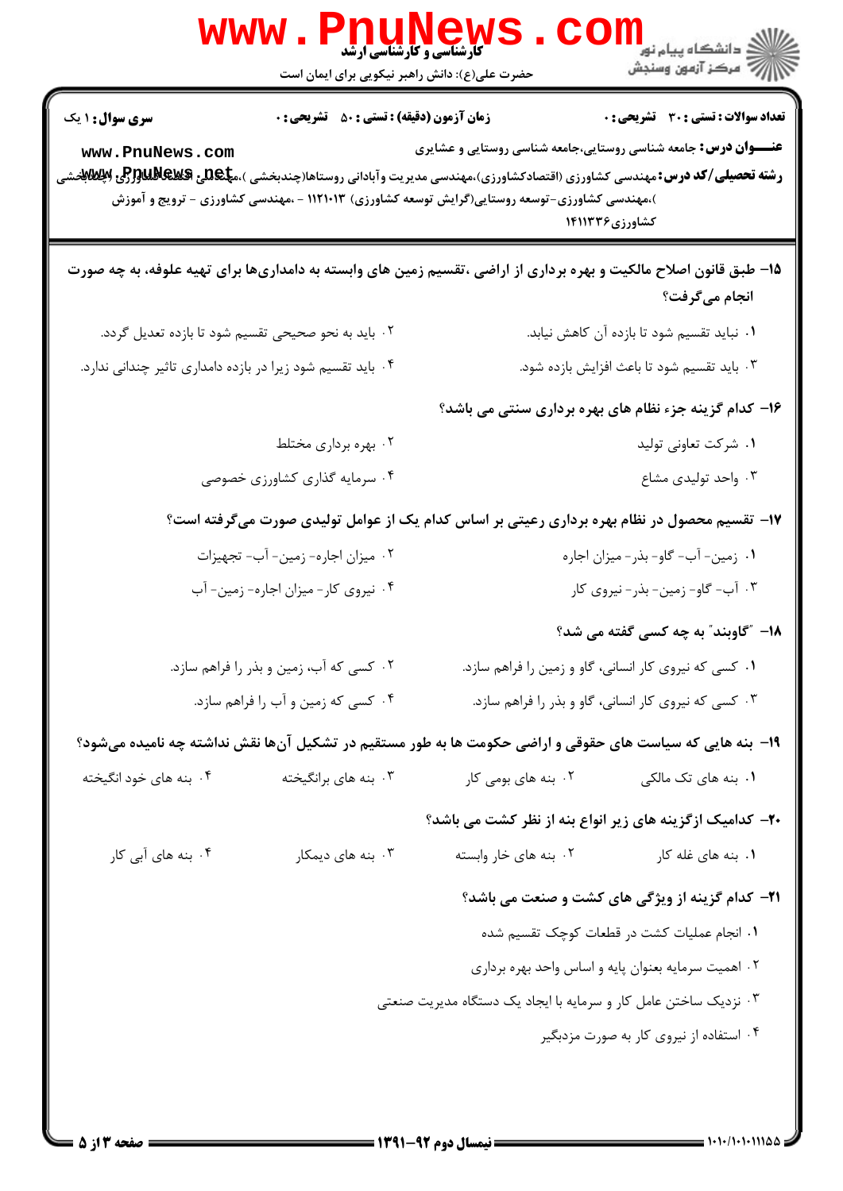**سری سوال:** ۱ یک

**زمان آزمون (دقیقه) : تستی : ۵۰ تشریحی : ۰**

**تعداد سوالات : تستی : ۳۰ تشریحی : ۰**

**عنـــوان درس:** جامعه شناسی روستایی،جامعه شناسی روستایی و عشایری

**رشته تحصیلی/کد درس:** مهندسی کشاورزی (اقتصادکشاورزی)،مهندسی مدیریت وآبادانی روستاها(چندبخشی )،مهندسی کشاورزی (ترویج وآموزش کشاورزی (چندبخشی )،مهندسی کشاورزی-توسعه روستایی(گرایش توسعه کشاورزی) ۱۱۲۱۰۱۳ - ،مهندسی کشاورزی - ترویج و آموزش کشاورزی۱۴۱۱۳۳۶

۱۵- طبق قانون اصلاح مالکیت و بهره برداری از اراضی ،تقسیم زمین های وابسته به دامداری‌ها برای تهیه علوفه، به چه صورت انجام می‌گرفت؟

۱. نباید تقسیم شود تا بازده آن کاهش نیابد.

۲. باید به نحو صحیحی تقسیم شود تا بازده تعدیل گردد.

۳. باید تقسیم شود تا باعث افزایش بازده شود.

۴. باید تقسیم شود زیرا در بازده دامداری تاثیر چندانی ندارد.

۱۶- کدام گزینه جزء نظام های بهره برداری سنتی می باشد؟

۱. شرکت تعاونی تولید

۲. بهره برداری مختلط

۳. واحد تولیدی مشاع

۴. سرمایه گذاری کشاورزی خصوصی

۱۷- تقسیم محصول در نظام بهره برداری رعیتی بر اساس کدام یک از عوامل تولیدی صورت می‌گرفته است؟

۱. زمین- آب- گاو- بذر- میزان اجاره

۲. میزان اجاره- زمین- آب- تجهیزات

۳. آب- گاو- زمین- بذر- نیروی کار

۴. نیروی کار- میزان اجاره- زمین- آب

۱۸- "گاوبند" به چه کسی گفته می شد؟

۱. کسی که نیروی کار انسانی، گاو و زمین را فراهم سازد.

۲. کسی که آب، زمین و بذر را فراهم سازد.

۳. کسی که نیروی کار انسانی، گاو و بذر را فراهم سازد.

۴. کسی که زمین و آب را فراهم سازد.

۱۹- بنه هایی که سیاست های حقوقی و اراضی حکومت ها به طور مستقیم در تشکیل آن‌ها نقش نداشته چه نامیده می‌شود؟

۱. بنه های تک مالکی

۲. بنه های بومی کار

۳. بنه های برانگیخته

۴. بنه های خود انگیخته

۲۰- کدامیک ازگزینه های زیر انواع بنه از نظر کشت می باشد؟

۱. بنه های غله کار

۲. بنه های خار وابسته

۳. بنه های دیمکار

۴. بنه های آبی کار

۲۱- کدام گزینه از ویژگی های کشت و صنعت می باشد؟

۱. انجام عملیات کشت در قطعات کوچک تقسیم شده

۲. اهمیت سرمایه بعنوان پایه و اساس واحد بهره برداری

۳. نزدیک ساختن عامل کار و سرمایه با ایجاد یک دستگاه مدیریت صنعتی

۴. استفاده از نیروی کار به صورت مزدبگیر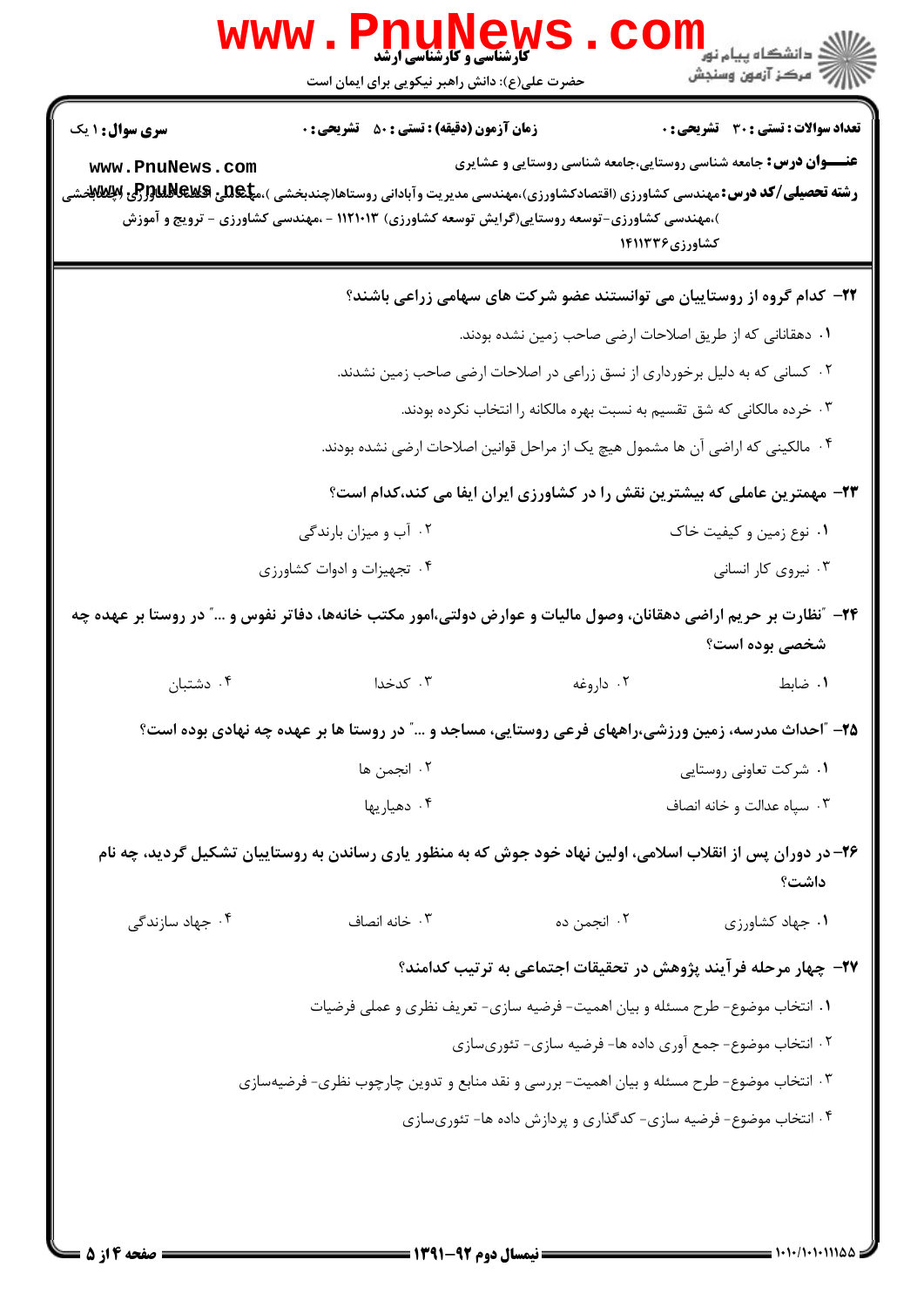**سری سوال:** ۱ یک | **زمان آزمون (دقیقه) : تستی :** ۵۰ **تشریحی :** ۰ | **تعداد سوالات : تستی :** ۳۰ **تشریحی :** ۰

**عنـــوان درس:** جامعه شناسی روستایی،جامعه شناسی روستایی و عشایری

**رشته تحصیلی/کد درس:** مهندسی کشاورزی (اقتصادکشاورزی)،مهندسی مدیریت وآبادانی روستاها(چندبخشی )،مهندسی کشاورزی (ترویج و آموزش کشاورزی)چندبخشی )،مهندسی کشاورزی-توسعه روستایی(گرایش توسعه کشاورزی) ۱۱۲۱۰۱۳ - ،مهندسی کشاورزی - ترویج و آموزش کشاورزی۱۴۱۱۳۳۶

**۲۲- کدام گروه از روستاییان می توانستند عضو شرکت های سهامی زراعی باشند؟**

۱. دهقانانی که از طریق اصلاحات ارضی صاحب زمین نشده بودند.

۲. کسانی که به دلیل برخورداری از نسق زراعی در اصلاحات ارضی صاحب زمین نشدند.

۳. خرده مالکانی که شق تقسیم به نسبت بهره مالکانه را انتخاب نکرده بودند.

۴. مالکینی که اراضی آن ها مشمول هیچ یک از مراحل قوانین اصلاحات ارضی نشده بودند.

**۲۳- مهمترین عاملی که بیشترین نقش را در کشاورزی ایران ایفا می کند،کدام است؟**

۱. نوع زمین و کیفیت خاک

۲. آب و میزان بارندگی

۳. نیروی کار انسانی

۴. تجهیزات و ادوات کشاورزی

**۲۴- "نظارت بر حریم اراضی دهقانان، وصول مالیات و عوارض دولتی،امور مکتب خانه‌ها، دفاتر نفوس و ..." در روستا بر عهده چه شخصی بوده است؟**

۱. ضابط

۲. داروغه

۳. کدخدا

۴. دشتبان

**۲۵- "احداث مدرسه، زمین ورزشی،راههای فرعی روستایی، مساجد و ..." در روستا ها بر عهده چه نهادی بوده است؟**

۱. شرکت تعاونی روستایی

۲. انجمن ها

۳. سپاه عدالت و خانه انصاف

۴. دهیاریها

**۲۶- در دوران پس از انقلاب اسلامی، اولین نهاد خود جوش که به منظور یاری رساندن به روستاییان تشکیل گردید، چه نام داشت؟**

۱. جهاد کشاورزی

۲. انجمن ده

۳. خانه انصاف

۴. جهاد سازندگی

**۲۷- چهار مرحله فرآیند پژوهش در تحقیقات اجتماعی به ترتیب کدامند؟**

۱. انتخاب موضوع- طرح مسئله و بیان اهمیت- فرضیه سازی- تعریف نظری و عملی فرضیات

۲. انتخاب موضوع- جمع آوری داده ها- فرضیه سازی- تئوری‌سازی

۳. انتخاب موضوع- طرح مسئله و بیان اهمیت- بررسی و نقد منابع و تدوین چارچوب نظری- فرضیه‌سازی

۴. انتخاب موضوع- فرضیه سازی- کدگذاری و پردازش داده ها- تئوری‌سازی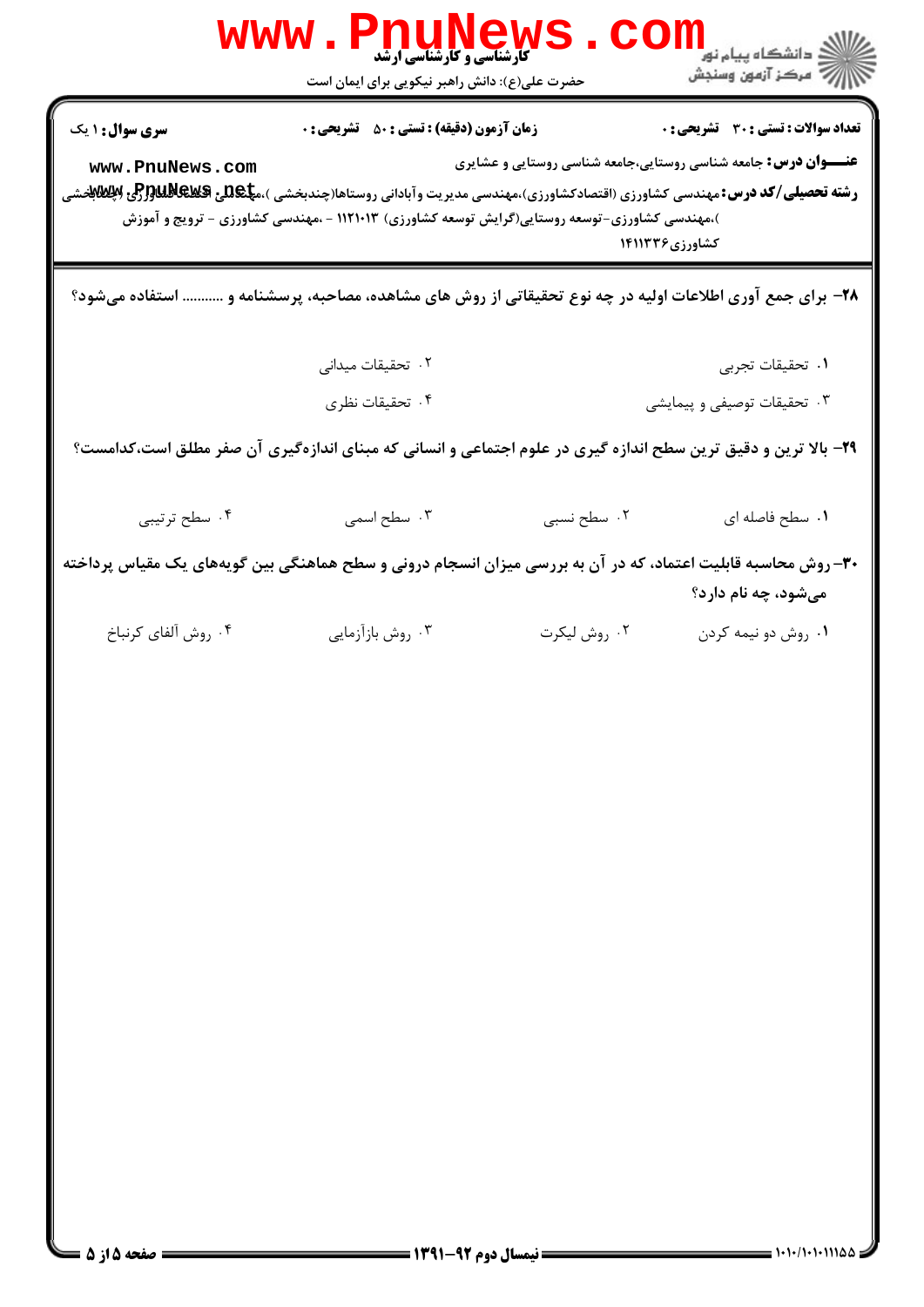**تعداد سوالات : تستی : ۳۰ تشریحی : ۰** | **زمان آزمون (دقیقه) : تستی : ۵۰ تشریحی : ۰** | **سری سوال : ۱ یک**

**عنـــوان درس:** جامعه شناسی روستایی،جامعه شناسی روستایی و عشایری

**رشته تحصیلی/کد درس:** مهندسی کشاورزی (اقتصادکشاورزی)،مهندسی مدیریت وآبادانی روستاها(چندبخشی )،مهندسی کشاورزی (اقتصادکشاورزی)چندبخشی )،مهندسی کشاورزی-توسعه روستایی(گرایش توسعه کشاورزی) ۱۱۲۱۰۱۳ - ،مهندسی کشاورزی - ترویج و آموزش کشاورزی۱۴۱۱۳۳۶

**۲۸- برای جمع آوری اطلاعات اولیه در چه نوع تحقیقاتی از روش های مشاهده، مصاحبه، پرسشنامه و .......... استفاده می‌شود؟**

۱. تحقیقات تجربی

۲. تحقیقات میدانی

۳. تحقیقات توصیفی و پیمایشی

۴. تحقیقات نظری

**۲۹- بالا ترین و دقیق ترین سطح اندازه گیری در علوم اجتماعی و انسانی که مبنای اندازه‌گیری آن صفر مطلق است،کدامست؟**

۱. سطح فاصله ای

۲. سطح نسبی

۳. سطح اسمی

۴. سطح ترتیبی

**۳۰- روش محاسبه قابلیت اعتماد، که در آن به بررسی میزان انسجام درونی و سطح هماهنگی بین گویه‌های یک مقیاس پرداخته می‌شود، چه نام دارد؟**

۱. روش دو نیمه کردن

۲. روش لیکرت

۳. روش بازآزمایی

۴. روش آلفای کرنباخ